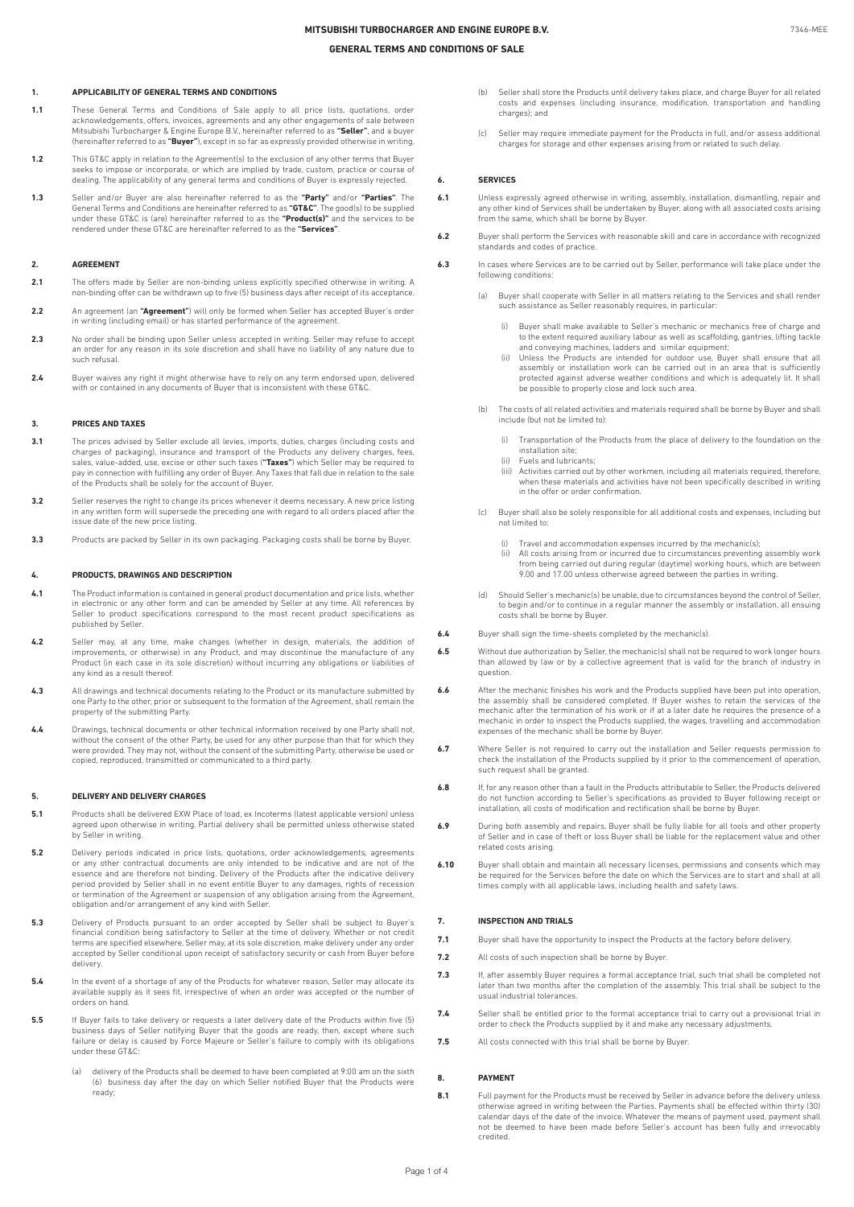# MITSUBISHI TURBOCHARGER AND ENGINE EUROPE B.V.

## GENERAL TERMS AND CONDITIONS OF SALE

### 1. APPLICABILITY OF GENERAL TERMS AND CONDITIONS

**1.1** These General Terms and Conditions of Sale apply to all price lists, quotations, order acknowledgements, offers, invoices, agreements and any other engagements of sale between Mitsubishi Turbocharger & Engine Europe B.V., hereinafter referred to as **"Seller"**, and a buyer (hereinafter referred to as **"Buyer"**), except in so far as expressly provided otherwise in writing.

**1.2** This GT&C apply in relation to the Agreement(s) to the exclusion of any other terms that Buyer seeks to impose or incorporate, or which are implied by trade, custom, practice or course of dealing. The applicability of any general terms and conditions of Buyer is expressly rejected.

**1.3** Seller and/or Buyer are also hereinafter referred to as the **"Party"** and/or **"Parties"**. The General Terms and Conditions are hereinafter referred to as **"GT&C"**. The good(s) to be supplied under these GT&C is (are) hereinafter referred to as the **"Product(s)"** and the services to be rendered under these GT&C are hereinafter referred to as the **"Services"**.

### 2. AGREEMENT

**2.1** The offers made by Seller are non-binding unless explicitly specified otherwise in writing. A non-binding offer can be withdrawn up to five (5) business days after receipt of its acceptance.

**2.2** An agreement (an **"Agreement"**) will only be formed when Seller has accepted Buyer's order in writing (including email) or has started performance of the agreement.

**2.3** No order shall be binding upon Seller unless accepted in writing. Seller may refuse to accept an order for any reason in its sole discretion and shall have no liability of any nature due to such refusal.

**2.4** Buyer waives any right it might otherwise have to rely on any term endorsed upon, delivered with or contained in any documents of Buyer that is inconsistent with these GT&C.

### 3. PRICES AND TAXES

**3.1** The prices advised by Seller exclude all levies, imports, duties, charges (including costs and charges of packaging), insurance and transport of the Products any delivery charges, fees, sales, value-added, use, excise or other such taxes (**"Taxes"**) which Seller may be required to pay in connection with fulfilling any order of Buyer. Any Taxes that fall due in relation to the sale of the Products shall be solely for the account of Buyer.

**3.2** Seller reserves the right to change its prices whenever it deems necessary. A new price listing in any written form will supersede the preceding one with regard to all orders placed after the issue date of the new price listing.

**3.3** Products are packed by Seller in its own packaging. Packaging costs shall be borne by Buyer.

### 4. PRODUCTS, DRAWINGS AND DESCRIPTION

**4.1** The Product information is contained in general product documentation and price lists, whether in electronic or any other form and can be amended by Seller at any time. All references by Seller to product specifications correspond to the most recent product specifications as published by Seller.

**4.2** Seller may, at any time, make changes (whether in design, materials, the addition of improvements, or otherwise) in any Product, and may discontinue the manufacture of any Product (in each case in its sole discretion) without incurring any obligations or liabilities of any kind as a result thereof.

**4.3** All drawings and technical documents relating to the Product or its manufacture submitted by one Party to the other, prior or subsequent to the formation of the Agreement, shall remain the property of the submitting Party.

**4.4** Drawings, technical documents or other technical information received by one Party shall not, without the consent of the other Party, be used for any other purpose than that for which they were provided. They may not, without the consent of the submitting Party, otherwise be used or copied, reproduced, transmitted or communicated to a third party.

### 5. DELIVERY AND DELIVERY CHARGES

**5.1** Products shall be delivered EXW Place of load, ex Incoterms (latest applicable version) unless agreed upon otherwise in writing. Partial delivery shall be permitted unless otherwise stated by Seller in writing.

**5.2** Delivery periods indicated in price lists, quotations, order acknowledgements, agreements or any other contractual documents are only intended to be indicative and are not of the essence and are therefore not binding. Delivery of the Products after the indicative delivery period provided by Seller shall in no event entitle Buyer to any damages, rights of recession or termination of the Agreement or suspension of any obligation arising from the Agreement, obligation and/or arrangement of any kind with Seller.

**5.3** Delivery of Products pursuant to an order accepted by Seller shall be subject to Buyer's financial condition being satisfactory to Seller at the time of delivery. Whether or not credit terms are specified elsewhere, Seller may, at its sole discretion, make delivery under any order accepted by Seller conditional upon receipt of satisfactory security or cash from Buyer before delivery.

**5.4** In the event of a shortage of any of the Products for whatever reason, Seller may allocate its available supply as it sees fit, irrespective of when an order was accepted or the number of orders on hand.

**5.5** If Buyer fails to take delivery or requests a later delivery date of the Products within five (5) business days of Seller notifying Buyer that the goods are ready, then, except where such failure or delay is caused by Force Majeure or Seller's failure to comply with its obligations under these GT&C:

(a) delivery of the Products shall be deemed to have been completed at 9:00 am on the sixth (6) business day after the day on which Seller notified Buyer that the Products were ready;

(b) Seller shall store the Products until delivery takes place, and charge Buyer for all related costs and expenses (including insurance, modification, transportation and handling charges); and

(c) Seller may require immediate payment for the Products in full, and/or assess additional charges for storage and other expenses arising from or related to such delay.

### 6. SERVICES

**6.1** Unless expressly agreed otherwise in writing, assembly, installation, dismantling, repair and any other kind of Services shall be undertaken by Buyer, along with all associated costs arising from the same, which shall be borne by Buyer.

**6.2** Buyer shall perform the Services with reasonable skill and care in accordance with recognized standards and codes of practice.

**6.3** In cases where Services are to be carried out by Seller, performance will take place under the following conditions:

(a) Buyer shall cooperate with Seller in all matters relating to the Services and shall render such assistance as Seller reasonably requires, in particular:

- (i) Buyer shall make available to Seller's mechanic or mechanics free of charge and to the extent required auxiliary labour as well as scaffolding, gantries, lifting tackle and conveying machines, ladders and similar equipment;
- (ii) Unless the Products are intended for outdoor use, Buyer shall ensure that all assembly or installation work can be carried out in an area that is sufficiently protected against adverse weather conditions and which is adequately lit. It shall be possible to properly close and lock such area.

(b) The costs of all related activities and materials required shall be borne by Buyer and shall include (but not be limited to):

- (i) Transportation of the Products from the place of delivery to the foundation on the installation site;
- (ii) Fuels and lubricants;
- (iii) Activities carried out by other workmen, including all materials required, therefore, when these materials and activities have not been specifically described in writing in the offer or order confirmation.

(c) Buyer shall also be solely responsible for all additional costs and expenses, including but not limited to:

- (i) Travel and accommodation expenses incurred by the mechanic(s);
- (ii) All costs arising from or incurred due to circumstances preventing assembly work from being carried out during regular (daytime) working hours, which are between 9.00 and 17.00 unless otherwise agreed between the parties in writing.

(d) Should Seller's mechanic(s) be unable, due to circumstances beyond the control of Seller, to begin and/or to continue in a regular manner the assembly or installation, all ensuing costs shall be borne by Buyer.

**6.4** Buyer shall sign the time-sheets completed by the mechanic(s).

**6.5** Without due authorization by Seller, the mechanic(s) shall not be required to work longer hours than allowed by law or by a collective agreement that is valid for the branch of industry in question.

**6.6** After the mechanic finishes his work and the Products supplied have been put into operation, the assembly shall be considered completed. If Buyer wishes to retain the services of the mechanic after the termination of his work or if at a later date he requires the presence of a mechanic in order to inspect the Products supplied, the wages, travelling and accommodation expenses of the mechanic shall be borne by Buyer.

**6.7** Where Seller is not required to carry out the installation and Seller requests permission to check the installation of the Products supplied by it prior to the commencement of operation, such request shall be granted.

**6.8** If, for any reason other than a fault in the Products attributable to Seller, the Products delivered do not function according to Seller's specifications as provided to Buyer following receipt or installation, all costs of modification and rectification shall be borne by Buyer.

**6.9** During both assembly and repairs, Buyer shall be fully liable for all tools and other property of Seller and in case of theft or loss Buyer shall be liable for the replacement value and other related costs arising.

**6.10** Buyer shall obtain and maintain all necessary licenses, permissions and consents which may be required for the Services before the date on which the Services are to start and shall at all times comply with all applicable laws, including health and safety laws.

### 7. INSPECTION AND TRIALS

**7.1** Buyer shall have the opportunity to inspect the Products at the factory before delivery.

**7.2** All costs of such inspection shall be borne by Buyer.

**7.3** If, after assembly Buyer requires a formal acceptance trial, such trial shall be completed not later than two months after the completion of the assembly. This trial shall be subject to the usual industrial tolerances.

**7.4** Seller shall be entitled prior to the formal acceptance trial to carry out a provisional trial in order to check the Products supplied by it and make any necessary adjustments.

**7.5** All costs connected with this trial shall be borne by Buyer.

### 8. PAYMENT

**8.1** Full payment for the Products must be received by Seller in advance before the delivery unless otherwise agreed in writing between the Parties. Payments shall be effected within thirty (30) calendar days of the date of the invoice. Whatever the means of payment used, payment shall not be deemed to have been made before Seller's account has been fully and irrevocably credited.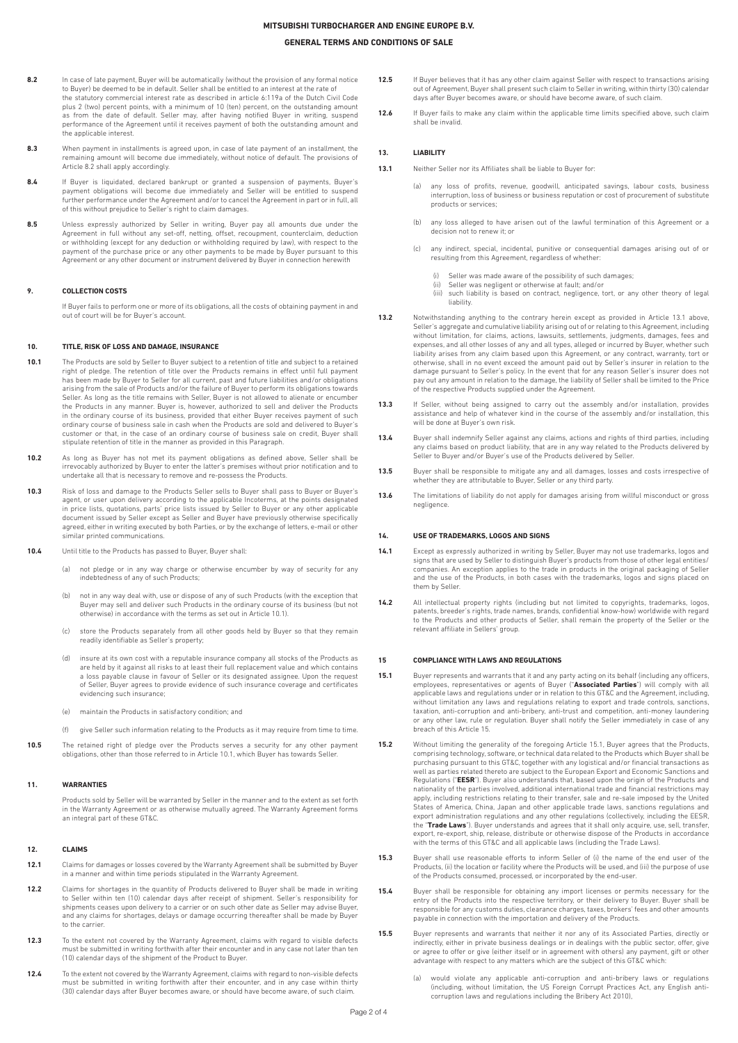**8.2** In case of late payment, Buyer will be automatically (without the provision of any formal notice to Buyer) be deemed to be in default. Seller shall be entitled to an interest at the rate of the statutory commercial interest rate as described in article 6:119a of the Dutch Civil Code plus 2 (two) percent points, with a minimum of 10 (ten) percent, on the outstanding amount as from the date of default. Seller may, after having notified Buyer in writing, suspend performance of the Agreement until it receives payment of both the outstanding amount and the applicable interest.

**8.3** When payment in installments is agreed upon, in case of late payment of an installment, the remaining amount will become due immediately, without notice of default. The provisions of Article 8.2 shall apply accordingly.

**8.4** If Buyer is liquidated, declared bankrupt or granted a suspension of payments, Buyer's payment obligations will become due immediately and Seller will be entitled to suspend further performance under the Agreement and/or to cancel the Agreement in part or in full, all of this without prejudice to Seller's right to claim damages.

**8.5** Unless expressly authorized by Seller in writing, Buyer pay all amounts due under the Agreement in full without any set-off, netting, offset, recoupment, counterclaim, deduction or withholding (except for any deduction or withholding required by law), with respect to the payment of the purchase price or any other payments to be made by Buyer pursuant to this Agreement or any other document or instrument delivered by Buyer in connection herewith

## 9. COLLECTION COSTS

If Buyer fails to perform one or more of its obligations, all the costs of obtaining payment in and out of court will be for Buyer's account.

## 10. TITLE, RISK OF LOSS AND DAMAGE, INSURANCE

**10.1** The Products are sold by Seller to Buyer subject to a retention of title and subject to a retained right of pledge. The retention of title over the Products remains in effect until full payment has been made by Buyer to Seller for all current, past and future liabilities and/or obligations arising from the sale of Products and/or the failure of Buyer to perform its obligations towards Seller. As long as the title remains with Seller, Buyer is not allowed to alienate or encumber the Products in any manner. Buyer is, however, authorized to sell and deliver the Products in the ordinary course of its business, provided that either Buyer receives payment of such ordinary course of business sale in cash when the Products are sold and delivered to Buyer's customer or that, in the case of an ordinary course of business sale on credit, Buyer shall stipulate retention of title in the manner as provided in this Paragraph.

**10.2** As long as Buyer has not met its payment obligations as defined above, Seller shall be irrevocably authorized by Buyer to enter the latter's premises without prior notification and to undertake all that is necessary to remove and re-possess the Products.

**10.3** Risk of loss and damage to the Products Seller sells to Buyer shall pass to Buyer or Buyer's agent, or user upon delivery according to the applicable Incoterms, at the points designated in price lists, quotations, parts' price lists issued by Seller to Buyer or any other applicable document issued by Seller except as Seller and Buyer have previously otherwise specifically agreed, either in writing executed by both Parties, or by the exchange of letters, e-mail or other similar printed communications.

**10.4** Until title to the Products has passed to Buyer, Buyer shall:

(a) not pledge or in any way charge or otherwise encumber by way of security for any indebtedness of any of such Products;

(b) not in any way deal with, use or dispose of any of such Products (with the exception that Buyer may sell and deliver such Products in the ordinary course of its business (but not otherwise) in accordance with the terms as set out in Article 10.1).

(c) store the Products separately from all other goods held by Buyer so that they remain readily identifiable as Seller's property;

(d) insure at its own cost with a reputable insurance company all stocks of the Products as are held by it against all risks to at least their full replacement value and which contains a loss payable clause in favour of Seller or its designated assignee. Upon the request of Seller, Buyer agrees to provide evidence of such insurance coverage and certificates evidencing such insurance;

(e) maintain the Products in satisfactory condition; and

(f) give Seller such information relating to the Products as it may require from time to time.

**10.5** The retained right of pledge over the Products serves a security for any other payment obligations, other than those referred to in Article 10.1, which Buyer has towards Seller.

## 11. WARRANTIES

Products sold by Seller will be warranted by Seller in the manner and to the extent as set forth in the Warranty Agreement or as otherwise mutually agreed. The Warranty Agreement forms an integral part of these GT&C.

## 12. CLAIMS

**12.1** Claims for damages or losses covered by the Warranty Agreement shall be submitted by Buyer in a manner and within time periods stipulated in the Warranty Agreement.

**12.2** Claims for shortages in the quantity of Products delivered to Buyer shall be made in writing to Seller within ten (10) calendar days after receipt of shipment. Seller's responsibility for shipments ceases upon delivery to a carrier or on such other date as Seller may advise Buyer, and any claims for shortages, delays or damage occurring thereafter shall be made by Buyer to the carrier.

**12.3** To the extent not covered by the Warranty Agreement, claims with regard to visible defects must be submitted in writing forthwith after their encounter and in any case not later than ten (10) calendar days of the shipment of the Product to Buyer.

**12.4** To the extent not covered by the Warranty Agreement, claims with regard to non-visible defects must be submitted in writing forthwith after their encounter, and in any case within thirty (30) calendar days after Buyer becomes aware, or should have become aware, of such claim.

**12.5** If Buyer believes that it has any other claim against Seller with respect to transactions arising out of Agreement, Buyer shall present such claim to Seller in writing, within thirty (30) calendar days after Buyer becomes aware, or should have become aware, of such claim.

**12.6** If Buyer fails to make any claim within the applicable time limits specified above, such claim shall be invalid.

## 13. LIABILITY

**13.1** Neither Seller nor its Affiliates shall be liable to Buyer for:

(a) any loss of profits, revenue, goodwill, anticipated savings, labour costs, business interruption, loss of business or business reputation or cost of procurement of substitute products or services;

(b) any loss alleged to have arisen out of the lawful termination of this Agreement or a decision not to renew it; or

(c) any indirect, special, incidental, punitive or consequential damages arising out of or resulting from this Agreement, regardless of whether:

(i) Seller was made aware of the possibility of such damages;
(ii) Seller was negligent or otherwise at fault; and/or
(iii) such liability is based on contract, negligence, tort, or any other theory of legal liability.

**13.2** Notwithstanding anything to the contrary herein except as provided in Article 13.1 above, Seller's aggregate and cumulative liability arising out of or relating to this Agreement, including without limitation, for claims, actions, lawsuits, settlements, judgments, damages, fees and expenses, and all other losses of any and all types, alleged or incurred by Buyer, whether such liability arises from any claim based upon this Agreement, or any contract, warranty, tort or otherwise, shall in no event exceed the amount paid out by Seller's insurer in relation to the damage pursuant to Seller's policy. In the event that for any reason Seller's insurer does not pay out any amount in relation to the damage, the liability of Seller shall be limited to the Price of the respective Products supplied under the Agreement.

**13.3** If Seller, without being assigned to carry out the assembly and/or installation, provides assistance and help of whatever kind in the course of the assembly and/or installation, this will be done at Buyer's own risk.

**13.4** Buyer shall indemnify Seller against any claims, actions and rights of third parties, including any claims based on product liability, that are in any way related to the Products delivered by Seller to Buyer and/or Buyer's use of the Products delivered by Seller.

**13.5** Buyer shall be responsible to mitigate any and all damages, losses and costs irrespective of whether they are attributable to Buyer, Seller or any third party.

**13.6** The limitations of liability do not apply for damages arising from willful misconduct or gross negligence.

## 14. USE OF TRADEMARKS, LOGOS AND SIGNS

**14.1** Except as expressly authorized in writing by Seller, Buyer may not use trademarks, logos and signs that are used by Seller to distinguish Buyer's products from those of other legal entities/ companies. An exception applies to the trade in products in the original packaging of Seller and the use of the Products, in both cases with the trademarks, logos and signs placed on them by Seller.

**14.2** All intellectual property rights (including but not limited to copyrights, trademarks, logos, patents, breeder's rights, trade names, brands, confidential know-how) worldwide with regard to the Products and other products of Seller, shall remain the property of the Seller or the relevant affiliate in Sellers' group.

## 15 COMPLIANCE WITH LAWS AND REGULATIONS

**15.1** Buyer represents and warrants that it and any party acting on its behalf (including any officers, employees, representatives or agents of Buyer ("**Associated Parties**") will comply with all applicable laws and regulations under or in relation to this GT&C and the Agreement, including, without limitation any laws and regulations relating to export and trade controls, sanctions, taxation, anti-corruption and anti-bribery, anti-trust and competition, anti-money laundering or any other law, rule or regulation. Buyer shall notify the Seller immediately in case of any breach of this Article 15.

**15.2** Without limiting the generality of the foregoing Article 15.1, Buyer agrees that the Products, comprising technology, software, or technical data related to the Products which Buyer shall be purchasing pursuant to this GT&C, together with any logistical and/or financial transactions as well as parties related thereto are subject to the European Export and Economic Sanctions and Regulations ("**EESR**"). Buyer also understands that, based upon the origin of the Products and nationality of the parties involved, additional international trade and financial restrictions may apply, including restrictions relating to their transfer, sale and re-sale imposed by the United States of America, China, Japan and other applicable trade laws, sanctions regulations and export administration regulations and any other regulations (collectively, including the EESR, the "**Trade Laws**"). Buyer understands and agrees that it shall only acquire, use, sell, transfer, export, re-export, ship, release, distribute or otherwise dispose of the Products in accordance with the terms of this GT&C and all applicable laws (including the Trade Laws).

**15.3** Buyer shall use reasonable efforts to inform Seller of (i) the name of the end user of the Products, (ii) the location or facility where the Products will be used, and (iii) the purpose of use of the Products consumed, processed, or incorporated by the end-user.

**15.4** Buyer shall be responsible for obtaining any import licenses or permits necessary for the entry of the Products into the respective territory, or their delivery to Buyer. Buyer shall be responsible for any customs duties, clearance charges, taxes, brokers' fees and other amounts payable in connection with the importation and delivery of the Products.

**15.5** Buyer represents and warrants that neither it nor any of its Associated Parties, directly or indirectly, either in private business dealings or in dealings with the public sector, offer, give or agree to offer or give (either itself or in agreement with others) any payment, gift or other advantage with respect to any matters which are the subject of this GT&C which:

(a) would violate any applicable anti-corruption and anti-bribery laws or regulations (including, without limitation, the US Foreign Corrupt Practices Act, any English anti-corruption laws and regulations including the Bribery Act 2010),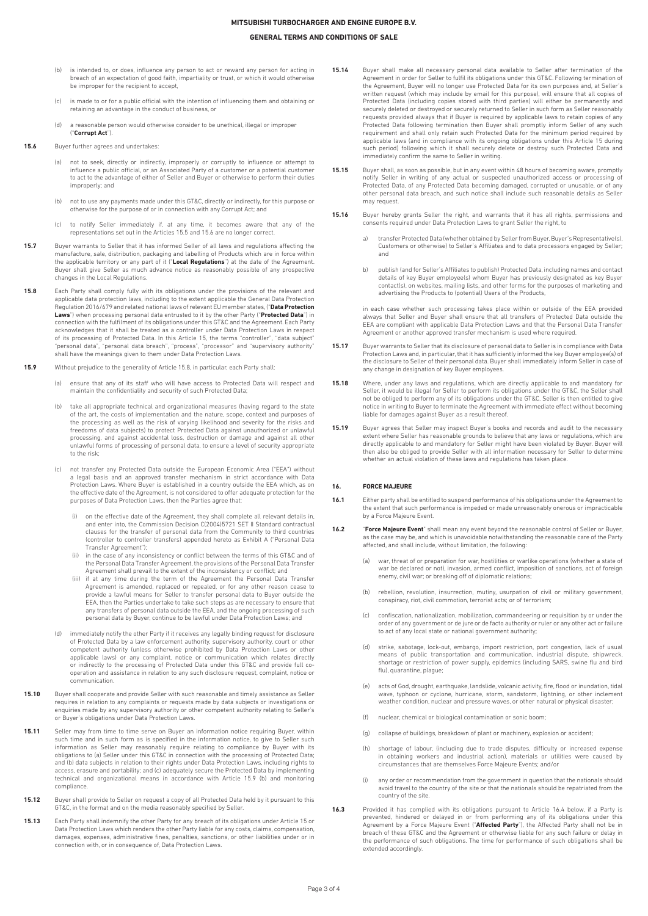(b) is intended to, or does, influence any person to act or reward any person for acting in breach of an expectation of good faith, impartiality or trust, or which it would otherwise be improper for the recipient to accept,

(c) is made to or for a public official with the intention of influencing them and obtaining or retaining an advantage in the conduct of business, or

(d) a reasonable person would otherwise consider to be unethical, illegal or improper ("**Corrupt Act**").

**15.6** Buyer further agrees and undertakes:

(a) not to seek, directly or indirectly, improperly or corruptly to influence or attempt to influence a public official, or an Associated Party of a customer or a potential customer to act to the advantage of either of Seller and Buyer or otherwise to perform their duties improperly; and

(b) not to use any payments made under this GT&C, directly or indirectly, for this purpose or otherwise for the purpose of or in connection with any Corrupt Act; and

(c) to notify Seller immediately if, at any time, it becomes aware that any of the representations set out in the Articles 15.5 and 15.6 are no longer correct.

**15.7** Buyer warrants to Seller that it has informed Seller of all laws and regulations affecting the manufacture, sale, distribution, packaging and labelling of Products which are in force within the applicable territory or any part of it ("**Local Regulations**") at the date of the Agreement. Buyer shall give Seller as much advance notice as reasonably possible of any prospective changes in the Local Regulations.

**15.8** Each Party shall comply fully with its obligations under the provisions of the relevant and applicable data protection laws, including to the extent applicable the General Data Protection Regulation 2016/679 and related national laws of relevant EU member states, ("**Data Protection Laws**") when processing personal data entrusted to it by the other Party ("**Protected Data**") in connection with the fulfilment of its obligations under this GT&C and the Agreement. Each Party acknowledges that it shall be treated as a controller under Data Protection Laws in respect of its processing of Protected Data. In this Article 15, the terms "controller", "data subject" "personal data", "personal data breach", "process", "processor" and "supervisory authority" shall have the meanings given to them under Data Protection Laws.

**15.9** Without prejudice to the generality of Article 15.8, in particular, each Party shall:

(a) ensure that any of its staff who will have access to Protected Data will respect and maintain the confidentiality and security of such Protected Data;

(b) take all appropriate technical and organizational measures (having regard to the state of the art, the costs of implementation and the nature, scope, context and purposes of the processing as well as the risk of varying likelihood and severity for the risks and freedoms of data subjects) to protect Protected Data against unauthorized or unlawful processing, and against accidental loss, destruction or damage and against all other unlawful forms of processing of personal data, to ensure a level of security appropriate to the risk;

(c) not transfer any Protected Data outside the European Economic Area ("EEA") without a legal basis and an approved transfer mechanism in strict accordance with Data Protection Laws. Where Buyer is established in a country outside the EEA which, as on the effective date of the Agreement, is not considered to offer adequate protection for the purposes of Data Protection Laws, then the Parties agree that:

(i) on the effective date of the Agreement, they shall complete all relevant details in, and enter into, the Commission Decision C(2004)5721 SET II Standard contractual clauses for the transfer of personal data from the Community to third countries (controller to controller transfers) appended hereto as Exhibit A ("Personal Data Transfer Agreement");

(ii) in the case of any inconsistency or conflict between the terms of this GT&C and of the Personal Data Transfer Agreement, the provisions of the Personal Data Transfer Agreement shall prevail to the extent of the inconsistency or conflict; and

(iii) if at any time during the term of the Agreement the Personal Data Transfer Agreement is amended, replaced or repealed, or for any other reason cease to provide a lawful means for Seller to transfer personal data to Buyer outside the EEA, then the Parties undertake to take such steps as are necessary to ensure that any transfers of personal data outside the EEA, and the ongoing processing of such personal data by Buyer, continue to be lawful under Data Protection Laws; and

(d) immediately notify the other Party if it receives any legally binding request for disclosure of Protected Data by a law enforcement authority, supervisory authority, court or other competent authority (unless otherwise prohibited by Data Protection Laws or other applicable laws) or any complaint, notice or communication which relates directly or indirectly to the processing of Protected Data under this GT&C and provide full co-operation and assistance in relation to any such disclosure request, complaint, notice or communication.

**15.10** Buyer shall cooperate and provide Seller with such reasonable and timely assistance as Seller requires in relation to any complaints or requests made by data subjects or investigations or enquiries made by any supervisory authority or other competent authority relating to Seller's or Buyer's obligations under Data Protection Laws.

**15.11** Seller may from time to time serve on Buyer an information notice requiring Buyer, within such time and in such form as is specified in the information notice, to give to Seller such information as Seller may reasonably require relating to compliance by Buyer with its obligations to (a) Seller under this GT&C in connection with the processing of Protected Data; and (b) data subjects in relation to their rights under Data Protection Laws, including rights to access, erasure and portability; and (c) adequately secure the Protected Data by implementing technical and organizational means in accordance with Article 15.9 (b) and monitoring compliance.

**15.12** Buyer shall provide to Seller on request a copy of all Protected Data held by it pursuant to this GT&C, in the format and on the media reasonably specified by Seller.

**15.13** Each Party shall indemnify the other Party for any breach of its obligations under Article 15 or Data Protection Laws which renders the other Party liable for any costs, claims, compensation, damages, expenses, administrative fines, penalties, sanctions, or other liabilities under or in connection with, or in consequence of, Data Protection Laws.

**15.14** Buyer shall make all necessary personal data available to Seller after termination of the Agreement in order for Seller to fulfil its obligations under this GT&C. Following termination of the Agreement, Buyer will no longer use Protected Data for its own purposes and, at Seller's written request (which may include by email for this purpose), will ensure that all copies of Protected Data (including copies stored with third parties) will either be permanently and securely deleted or destroyed or securely returned to Seller in such form as Seller reasonably requests provided always that if Buyer is required by applicable laws to retain copies of any Protected Data following termination then Buyer shall promptly inform Seller of any such requirement and shall only retain such Protected Data for the minimum period required by applicable laws (and in compliance with its ongoing obligations under this Article 15 during such period) following which it shall securely delete or destroy such Protected Data and immediately confirm the same to Seller in writing.

**15.15** Buyer shall, as soon as possible, but in any event within 48 hours of becoming aware, promptly notify Seller in writing of any actual or suspected unauthorized access or processing of Protected Data, of any Protected Data becoming damaged, corrupted or unusable, or of any other personal data breach, and such notice shall include such reasonable details as Seller may request.

**15.16** Buyer hereby grants Seller the right, and warrants that it has all rights, permissions and consents required under Data Protection Laws to grant Seller the right, to

a) transfer Protected Data (whether obtained by Seller from Buyer, Buyer's Representative(s), Customers or otherwise) to Seller's Affiliates and to data processors engaged by Seller; and

b) publish (and for Seller's Affiliates to publish) Protected Data, including names and contact details of key Buyer employee(s) whom Buyer has previously designated as key Buyer contact(s), on websites, mailing lists, and other forms for the purposes of marketing and advertising the Products to (potential) Users of the Products,

in each case whether such processing takes place within or outside of the EEA provided always that Seller and Buyer shall ensure that all transfers of Protected Data outside the EEA are compliant with applicable Data Protection Laws and that the Personal Data Transfer Agreement or another approved transfer mechanism is used where required.

**15.17** Buyer warrants to Seller that its disclosure of personal data to Seller is in compliance with Data Protection Laws and, in particular, that it has sufficiently informed the key Buyer employee(s) of the disclosure to Seller of their personal data. Buyer shall immediately inform Seller in case of any change in designation of key Buyer employees.

**15.18** Where, under any laws and regulations, which are directly applicable to and mandatory for Seller, it would be illegal for Seller to perform its obligations under the GT&C, the Seller shall not be obliged to perform any of its obligations under the GT&C. Seller is then entitled to give notice in writing to Buyer to terminate the Agreement with immediate effect without becoming liable for damages against Buyer as a result thereof.

**15.19** Buyer agrees that Seller may inspect Buyer's books and records and audit to the necessary extent where Seller has reasonable grounds to believe that any laws or regulations, which are directly applicable to and mandatory for Seller might have been violated by Buyer. Buyer will then also be obliged to provide Seller with all information necessary for Seller to determine whether an actual violation of these laws and regulations has taken place.

## 16. FORCE MAJEURE

**16.1** Either party shall be entitled to suspend performance of his obligations under the Agreement to the extent that such performance is impeded or made unreasonably onerous or impracticable by a Force Majeure Event.

**16.2** "**Force Majeure Event**" shall mean any event beyond the reasonable control of Seller or Buyer, as the case may be, and which is unavoidable notwithstanding the reasonable care of the Party affected, and shall include, without limitation, the following:

(a) war, threat of or preparation for war, hostilities or warlike operations (whether a state of war be declared or not), invasion, armed conflict, imposition of sanctions, act of foreign enemy, civil war; or breaking off of diplomatic relations;

(b) rebellion, revolution, insurrection, mutiny, usurpation of civil or military government, conspiracy, riot, civil commotion, terrorist acts; or of terrorism;

(c) confiscation, nationalization, mobilization, commandeering or requisition by or under the order of any government or de jure or de facto authority or ruler or any other act or failure to act of any local state or national government authority;

(d) strike, sabotage, lock-out, embargo, import restriction, port congestion, lack of usual means of public transportation and communication, industrial dispute, shipwreck, shortage or restriction of power supply, epidemics (including SARS, swine flu and bird flu), quarantine, plague;

(e) acts of God, drought, earthquake, landslide, volcanic activity, fire, flood or inundation, tidal wave, typhoon or cyclone, hurricane, storm, sandstorm, lightning, or other inclement weather condition, nuclear and pressure waves, or other natural or physical disaster;

(f) nuclear, chemical or biological contamination or sonic boom;

(g) collapse of buildings, breakdown of plant or machinery, explosion or accident;

(h) shortage of labour, (including due to trade disputes, difficulty or increased expense in obtaining workers and industrial action), materials or utilities were caused by circumstances that are themselves Force Majeure Events; and/or

(i) any order or recommendation from the government in question that the nationals should avoid travel to the country of the site or that the nationals should be repatriated from the country of the site.

**16.3** Provided it has complied with its obligations pursuant to Article 16.4 below, if a Party is prevented, hindered or delayed in or from performing any of its obligations under this Agreement by a Force Majeure Event ("**Affected Party**"), the Affected Party shall not be in breach of these GT&C and the Agreement or otherwise liable for any such failure or delay in the performance of such obligations. The time for performance of such obligations shall be extended accordingly.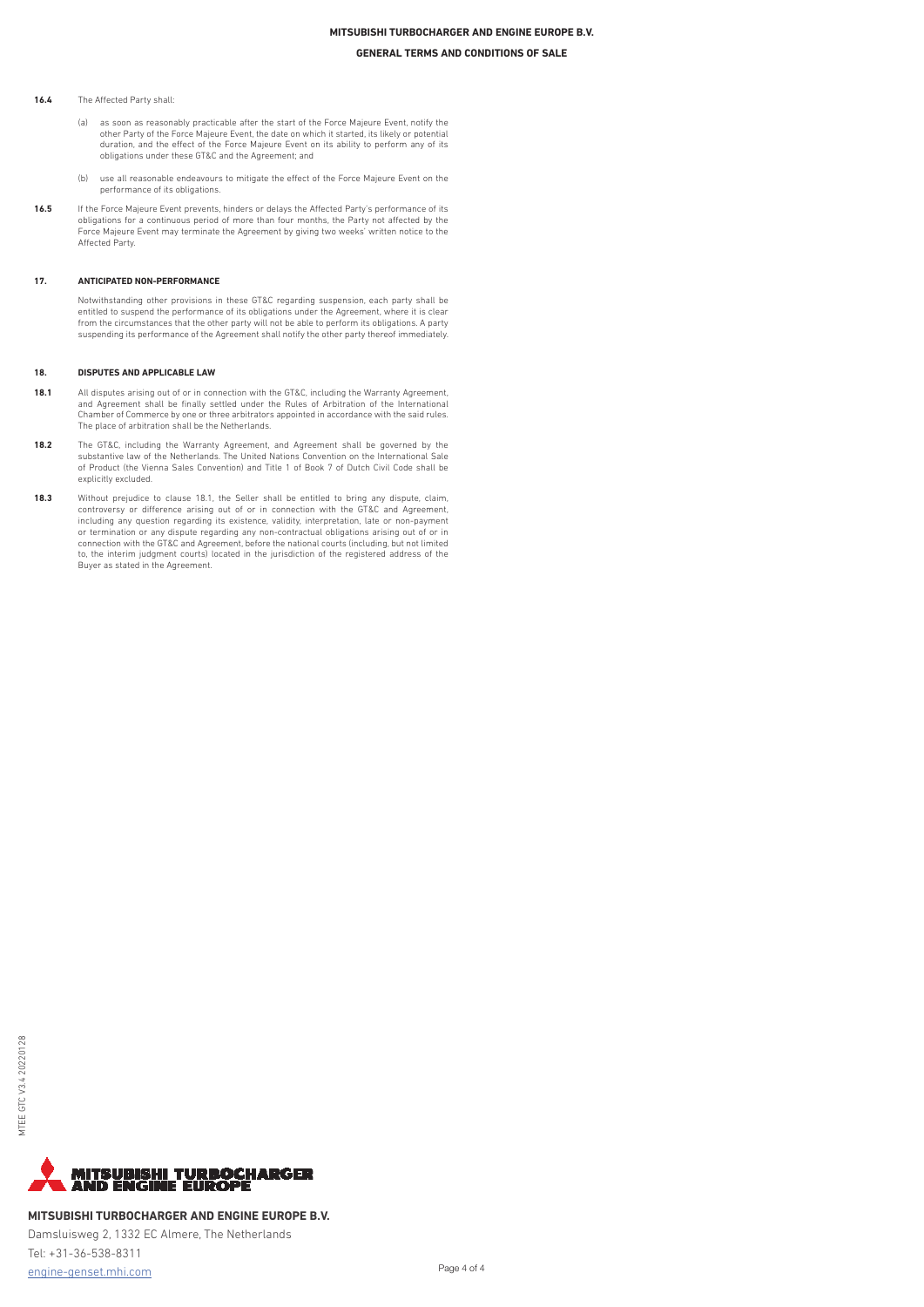**16.4** The Affected Party shall:

(a) as soon as reasonably practicable after the start of the Force Majeure Event, notify the other Party of the Force Majeure Event, the date on which it started, its likely or potential duration, and the effect of the Force Majeure Event on its ability to perform any of its obligations under these GT&C and the Agreement; and

(b) use all reasonable endeavours to mitigate the effect of the Force Majeure Event on the performance of its obligations.

**16.5** If the Force Majeure Event prevents, hinders or delays the Affected Party's performance of its obligations for a continuous period of more than four months, the Party not affected by the Force Majeure Event may terminate the Agreement by giving two weeks' written notice to the Affected Party.

## 17. ANTICIPATED NON-PERFORMANCE

Notwithstanding other provisions in these GT&C regarding suspension, each party shall be entitled to suspend the performance of its obligations under the Agreement, where it is clear from the circumstances that the other party will not be able to perform its obligations. A party suspending its performance of the Agreement shall notify the other party thereof immediately.

## 18. DISPUTES AND APPLICABLE LAW

**18.1** All disputes arising out of or in connection with the GT&C, including the Warranty Agreement, and Agreement shall be finally settled under the Rules of Arbitration of the International Chamber of Commerce by one or three arbitrators appointed in accordance with the said rules. The place of arbitration shall be the Netherlands.

**18.2** The GT&C, including the Warranty Agreement, and Agreement shall be governed by the substantive law of the Netherlands. The United Nations Convention on the International Sale of Product (the Vienna Sales Convention) and Title 1 of Book 7 of Dutch Civil Code shall be explicitly excluded.

**18.3** Without prejudice to clause 18.1, the Seller shall be entitled to bring any dispute, claim, controversy or difference arising out of or in connection with the GT&C and Agreement, including any question regarding its existence, validity, interpretation, late or non-payment or termination or any dispute regarding any non-contractual obligations arising out of or in connection with the GT&C and Agreement, before the national courts (including, but not limited to, the interim judgment courts) located in the jurisdiction of the registered address of the Buyer as stated in the Agreement.

MTEE GTC V3.4 20220128

**MITSUBISHI TURBOCHARGER AND ENGINE EUROPE B.V.**
Damsluisweg 2, 1332 EC Almere, The Netherlands
Tel: +31-36-538-8311
engine-genset.mhi.com